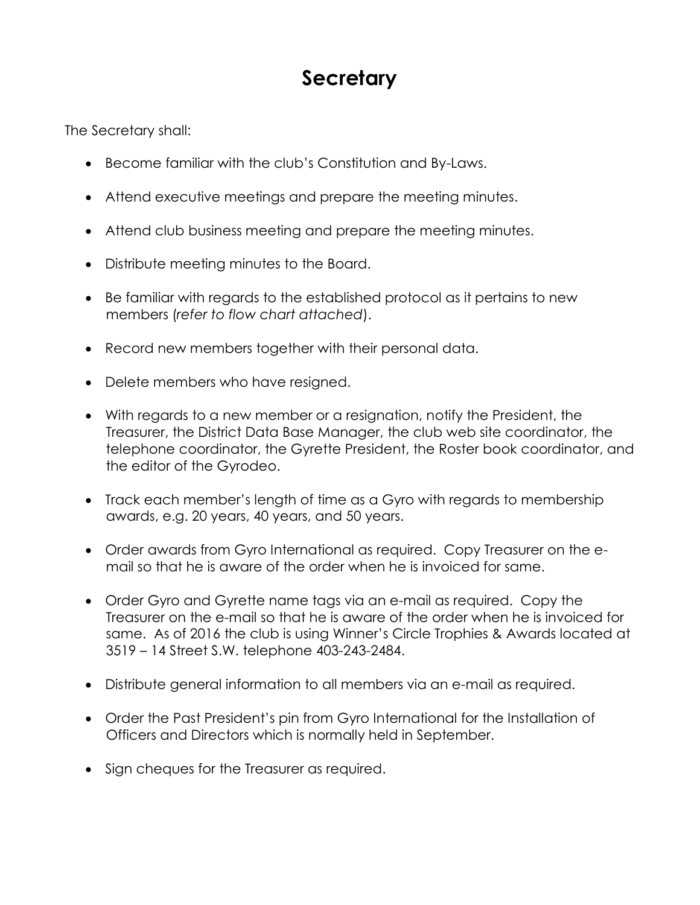# Secretary

The Secretary shall:

- Become familiar with the club's Constitution and By-Laws.
- Attend executive meetings and prepare the meeting minutes.
- Attend club business meeting and prepare the meeting minutes.
- Distribute meeting minutes to the Board.
- Be familiar with regards to the established protocol as it pertains to new members (*refer to flow chart attached*).
- Record new members together with their personal data.
- Delete members who have resigned.
- With regards to a new member or a resignation, notify the President, the Treasurer, the District Data Base Manager, the club web site coordinator, the telephone coordinator, the Gyrette President, the Roster book coordinator, and the editor of the Gyrodeo.
- Track each member's length of time as a Gyro with regards to membership awards, e.g. 20 years, 40 years, and 50 years.
- Order awards from Gyro International as required. Copy Treasurer on the e-mail so that he is aware of the order when he is invoiced for same.
- Order Gyro and Gyrette name tags via an e-mail as required. Copy the Treasurer on the e-mail so that he is aware of the order when he is invoiced for same. As of 2016 the club is using Winner's Circle Trophies & Awards located at 3519 – 14 Street S.W. telephone 403-243-2484.
- Distribute general information to all members via an e-mail as required.
- Order the Past President's pin from Gyro International for the Installation of Officers and Directors which is normally held in September.
- Sign cheques for the Treasurer as required.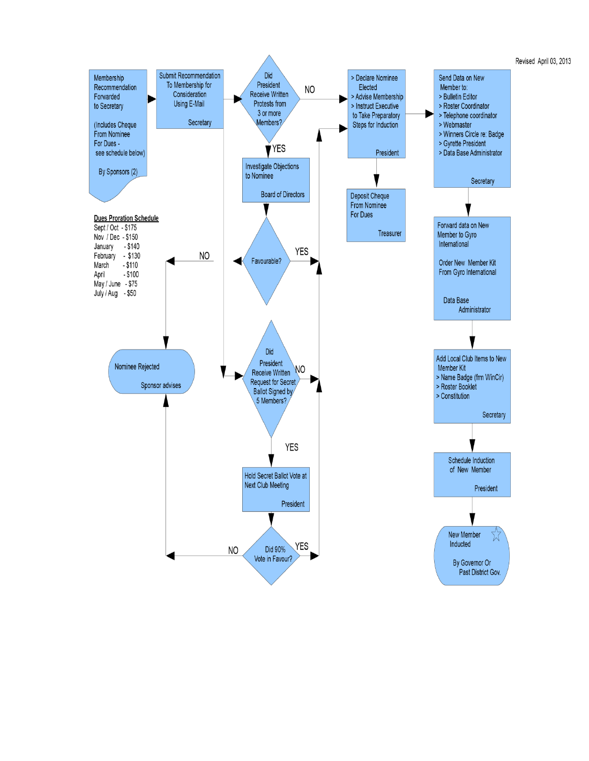Revised April 03, 2013

Membership Recommendation Forwarded to Secretary

(Includes Cheque From Nominee For Dues - see schedule below)

By Sponsors (2)

Submit Recommendation To Membership for Consideration Using E-Mail

Secretary

Did President Receive Written Protests from 3 or more Members?

NO

YES

> Declare Nominee Elected
> Advise Membership
> Instruct Executive to Take Preparatory Steps for Induction

President

Send Data on New Member to:
> Bulletin Editor
> Roster Coordinator
> Telephone coordinator
> Webmaster
> Winners Circle re: Badge
> Gyrette President
> Data Base Administrator

Secretary

Investigate Objections to Nominee

Board of Directors

Deposit Cheque From Nominee For Dues

Treasurer

**Dues Proration Schedule**

Sept / Oct - $175
Nov / Dec - $150
January - $140
February - $130
March - $110
April - $100
May / June - $75
July / Aug - $50

NO

Favourable?

YES

Forward data on New Member to Gyro International

Order New Member Kit From Gyro International

Data Base Administrator

Nominee Rejected

Sponsor advises

Did President Receive Written Request for Secret Ballot Signed by 5 Members?

NO

YES

Add Local Club Items to New Member Kit
> Name Badge (frm WinCir)
> Roster Booklet
> Constitution

Secretary

Hold Secret Ballot Vote at Next Club Meeting

President

Schedule Induction of New Member

President

NO

Did 90% Vote in Favour?

YES

New Member Inducted

By Governor Or Past District Gov.